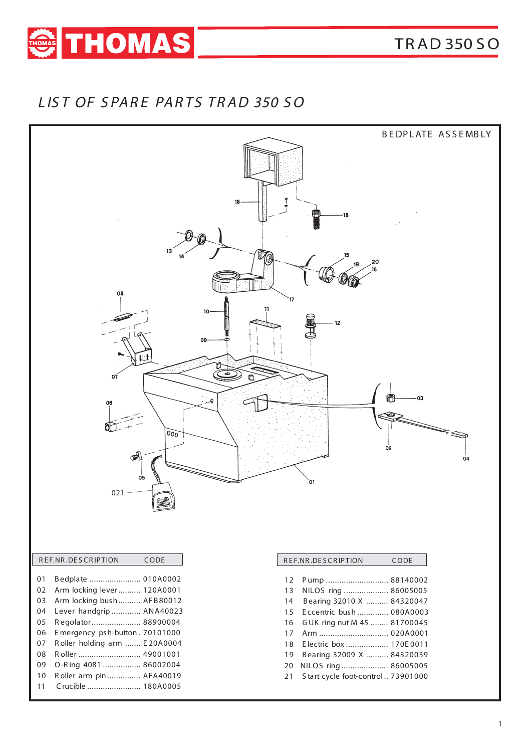# LIST OF SPARE PARTS TRAD 350 SO

## BEDPLATE ASSEMBLY

| REF.NR. | DESCRIPTION | CODE |
|---|---|---|
| 01 | Bedplate | 010A0002 |
| 02 | Arm locking lever | 120A0001 |
| 03 | Arm locking bush | AFB80012 |
| 04 | Lever handgrip | ANA40023 |
| 05 | Regolator | 88900004 |
| 06 | Emergency psh-button | 70101000 |
| 07 | Roller holding arm | E20A0004 |
| 08 | Roller | 49001001 |
| 09 | O-Ring 4081 | 86002004 |
| 10 | Roller arm pin | AFA40019 |
| 11 | Crucible | 180A0005 |

| REF.NR. | DESCRIPTION | CODE |
|---|---|---|
| 12 | Pump | 88140002 |
| 13 | NILOS ring | 86005005 |
| 14 | Bearing 32010 X | 84320047 |
| 15 | Eccentric bush | 080A0003 |
| 16 | GUK ring nut M 45 | 81700045 |
| 17 | Arm | 020A0001 |
| 18 | Electric box | 170E0011 |
| 19 | Bearing 32009 X | 84320039 |
| 20 | NILOS ring | 86005005 |
| 21 | Start cycle foot-control | 73901000 |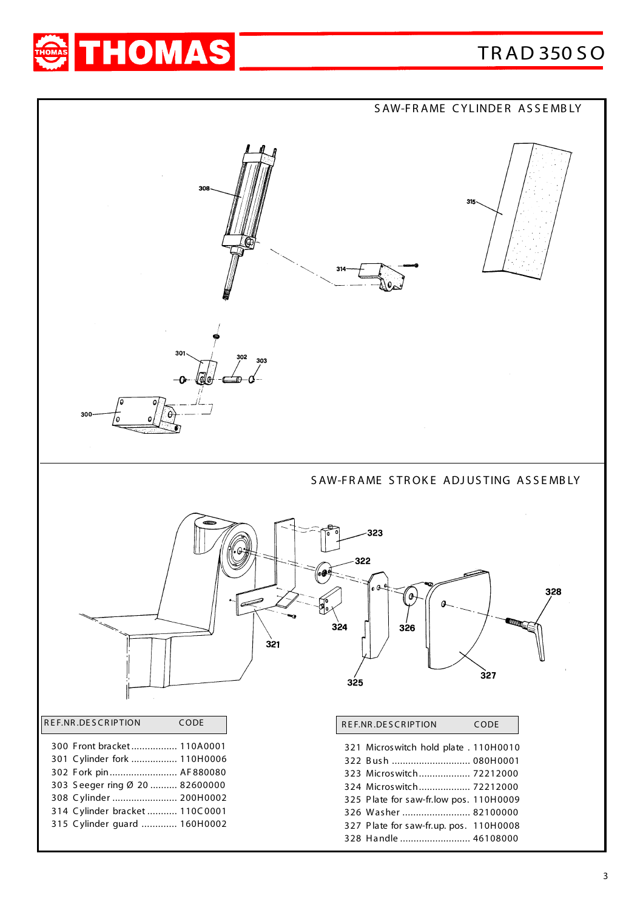## SAW-FRAME CYLINDER ASSEMBLY

## SAW-FRAME STROKE ADJUSTING ASSEMBLY

| REF.NR. | DESCRIPTION | CODE |
|---|---|---|
| 300 | Front bracket | 110A0001 |
| 301 | Cylinder fork | 110H0006 |
| 302 | Fork pin | AF880080 |
| 303 | Seeger ring Ø 20 | 82600000 |
| 308 | Cylinder | 200H0002 |
| 314 | Cylinder bracket | 110C0001 |
| 315 | Cylinder guard | 160H0002 |

| REF.NR. | DESCRIPTION | CODE |
|---|---|---|
| 321 | Microswitch hold plate | 110H0010 |
| 322 | Bush | 080H0001 |
| 323 | Microswitch | 72212000 |
| 324 | Microswitch | 72212000 |
| 325 | Plate for saw-fr.low pos. | 110H0009 |
| 326 | Washer | 82100000 |
| 327 | Plate for saw-fr.up. pos. | 110H0008 |
| 328 | Handle | 46108000 |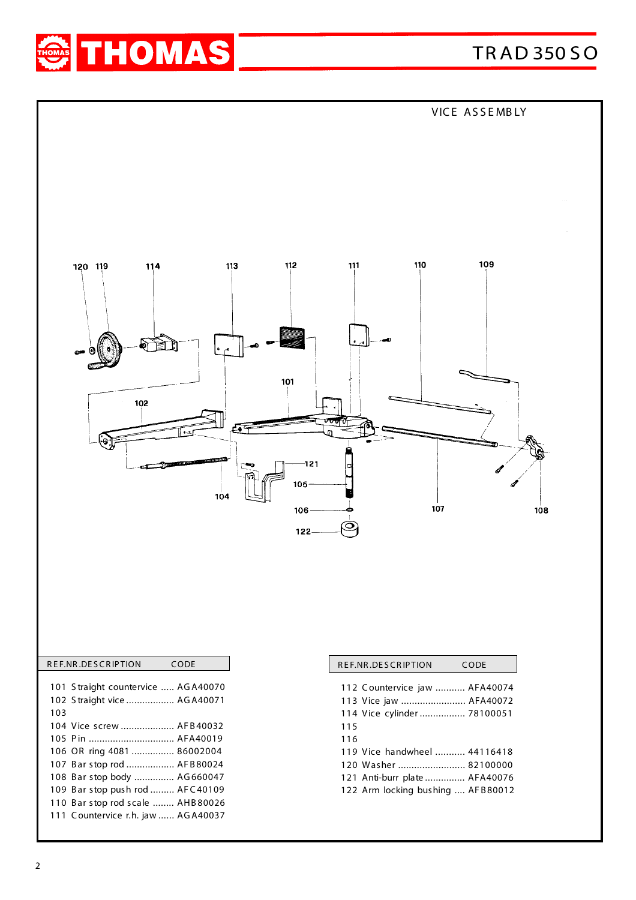## VICE ASSEMBLY

| REF.NR. | DESCRIPTION | CODE |
|---|---|---|
| 101 | Straight countervice | AGA40070 |
| 102 | Straight vice | AGA40071 |
| 103 | | |
| 104 | Vice screw | AFB40032 |
| 105 | Pin | AFA40019 |
| 106 | OR ring 4081 | 86002004 |
| 107 | Bar stop rod | AFB80024 |
| 108 | Bar stop body | AG660047 |
| 109 | Bar stop push rod | AFC40109 |
| 110 | Bar stop rod scale | AHB80026 |
| 111 | Countervice r.h. jaw | AGA40037 |

| REF.NR. | DESCRIPTION | CODE |
|---|---|---|
| 112 | Countervice jaw | AFA40074 |
| 113 | Vice jaw | AFA40072 |
| 114 | Vice cylinder | 78100051 |
| 115 | | |
| 116 | | |
| 119 | Vice handwheel | 44116418 |
| 120 | Washer | 82100000 |
| 121 | Anti-burr plate | AFA40076 |
| 122 | Arm locking bushing | AFB80012 |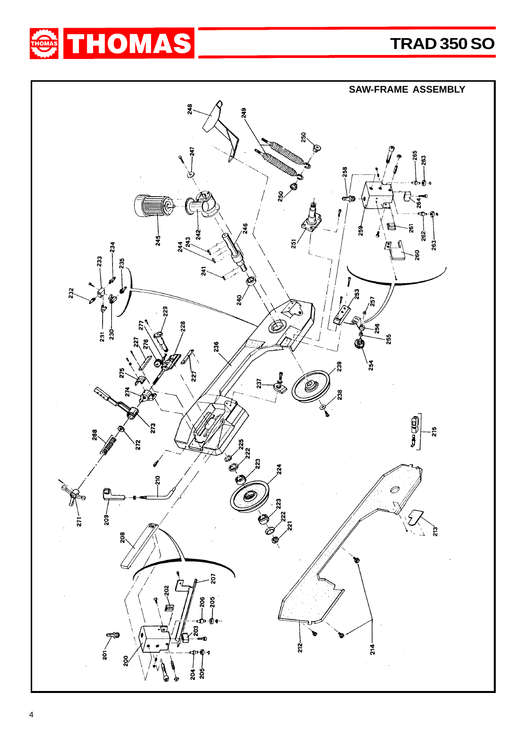## SAW-FRAME ASSEMBLY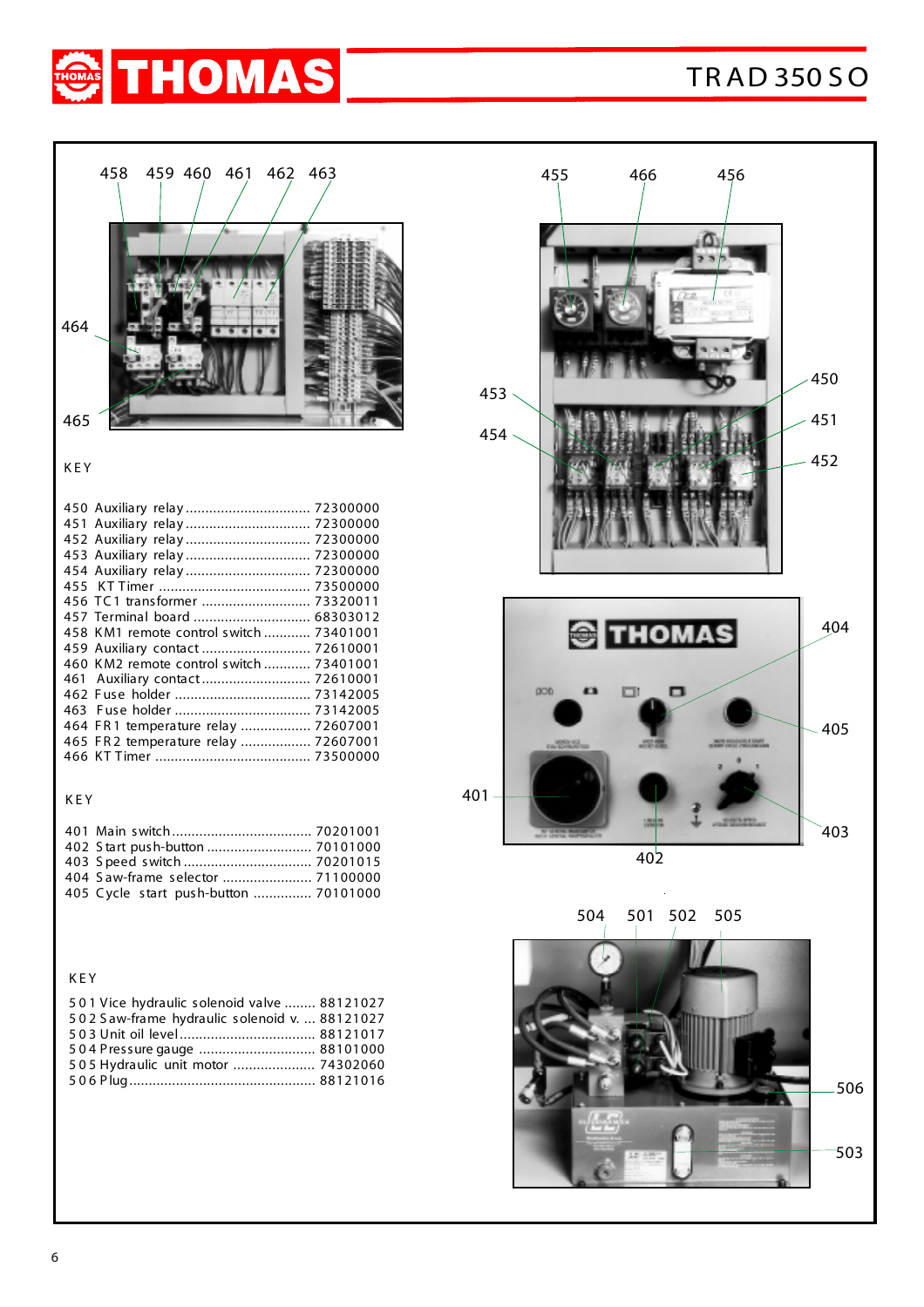KEY

450 Auxiliary relay ................................ 72300000
451 Auxiliary relay ................................ 72300000
452 Auxiliary relay ................................ 72300000
453 Auxiliary relay ................................ 72300000
454 Auxiliary relay ................................ 72300000
455 KT Timer ....................................... 73500000
456 TC1 transformer ............................ 73320011
457 Terminal board .............................. 68303012
458 KM1 remote control switch ............ 73401001
459 Auxiliary contact ............................ 72610001
460 KM2 remote control switch ............ 73401001
461 Auxiliary contact ............................ 72610001
462 Fuse holder ................................... 73142005
463 Fuse holder ................................... 73142005
464 FR1 temperature relay .................. 72607001
465 FR2 temperature relay .................. 72607001
466 KT Timer ....................................... 73500000

KEY

401 Main switch .................................... 70201001
402 Start push-button ........................... 70101000
403 Speed switch ................................. 70201015
404 Saw-frame selector ........................ 71100000
405 Cycle start push-button ............... 70101000

KEY

501 Vice hydraulic solenoid valve ........ 88121027
502 Saw-frame hydraulic solenoid v. .... 88121027
503 Unit oil level .................................. 88121017
504 Pressure gauge ............................. 88101000
505 Hydraulic unit motor ..................... 74302060
506 Plug ................................................ 88121016